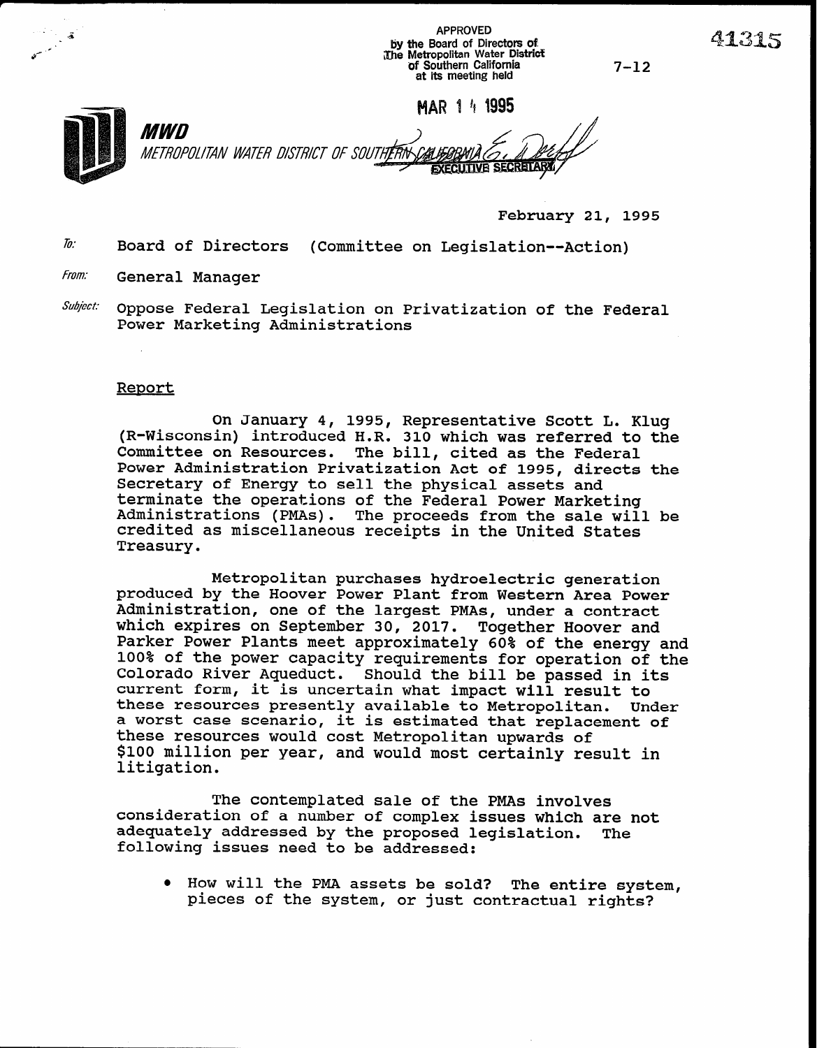APPROVED
by the Board of Directors of
The Metropolitan Water District
of Southern California
at its meeting held

MAR 14 1995

EXECUTIVE SECRETARY

7-12

41315

**MWD**
*METROPOLITAN WATER DISTRICT OF SOUTHERN CALIFORNIA*

February 21, 1995

*To:* Board of Directors (Committee on Legislation--Action)

*From:* General Manager

*Subject:* Oppose Federal Legislation on Privatization of the Federal Power Marketing Administrations

## Report

On January 4, 1995, Representative Scott L. Klug (R-Wisconsin) introduced H.R. 310 which was referred to the Committee on Resources. The bill, cited as the Federal Power Administration Privatization Act of 1995, directs the Secretary of Energy to sell the physical assets and terminate the operations of the Federal Power Marketing Administrations (PMAs). The proceeds from the sale will be credited as miscellaneous receipts in the United States Treasury.

Metropolitan purchases hydroelectric generation produced by the Hoover Power Plant from Western Area Power Administration, one of the largest PMAs, under a contract which expires on September 30, 2017. Together Hoover and Parker Power Plants meet approximately 60% of the energy and 100% of the power capacity requirements for operation of the Colorado River Aqueduct. Should the bill be passed in its current form, it is uncertain what impact will result to these resources presently available to Metropolitan. Under a worst case scenario, it is estimated that replacement of these resources would cost Metropolitan upwards of $100 million per year, and would most certainly result in litigation.

The contemplated sale of the PMAs involves consideration of a number of complex issues which are not adequately addressed by the proposed legislation. The following issues need to be addressed:

- How will the PMA assets be sold? The entire system, pieces of the system, or just contractual rights?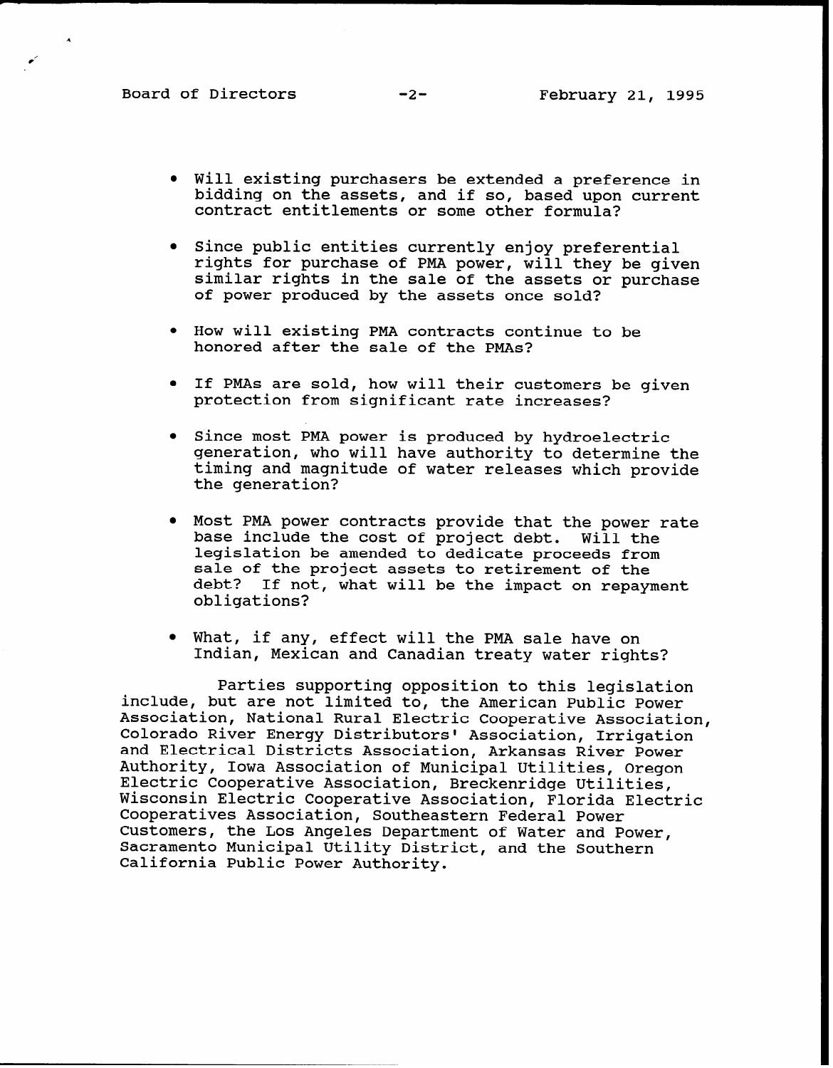- Will existing purchasers be extended a preference in bidding on the assets, and if so, based upon current contract entitlements or some other formula?

- Since public entities currently enjoy preferential rights for purchase of PMA power, will they be given similar rights in the sale of the assets or purchase of power produced by the assets once sold?

- How will existing PMA contracts continue to be honored after the sale of the PMAs?

- If PMAs are sold, how will their customers be given protection from significant rate increases?

- Since most PMA power is produced by hydroelectric generation, who will have authority to determine the timing and magnitude of water releases which provide the generation?

- Most PMA power contracts provide that the power rate base include the cost of project debt. Will the legislation be amended to dedicate proceeds from sale of the project assets to retirement of the debt? If not, what will be the impact on repayment obligations?

- What, if any, effect will the PMA sale have on Indian, Mexican and Canadian treaty water rights?

Parties supporting opposition to this legislation include, but are not limited to, the American Public Power Association, National Rural Electric Cooperative Association, Colorado River Energy Distributors' Association, Irrigation and Electrical Districts Association, Arkansas River Power Authority, Iowa Association of Municipal Utilities, Oregon Electric Cooperative Association, Breckenridge Utilities, Wisconsin Electric Cooperative Association, Florida Electric Cooperatives Association, Southeastern Federal Power Customers, the Los Angeles Department of Water and Power, Sacramento Municipal Utility District, and the Southern California Public Power Authority.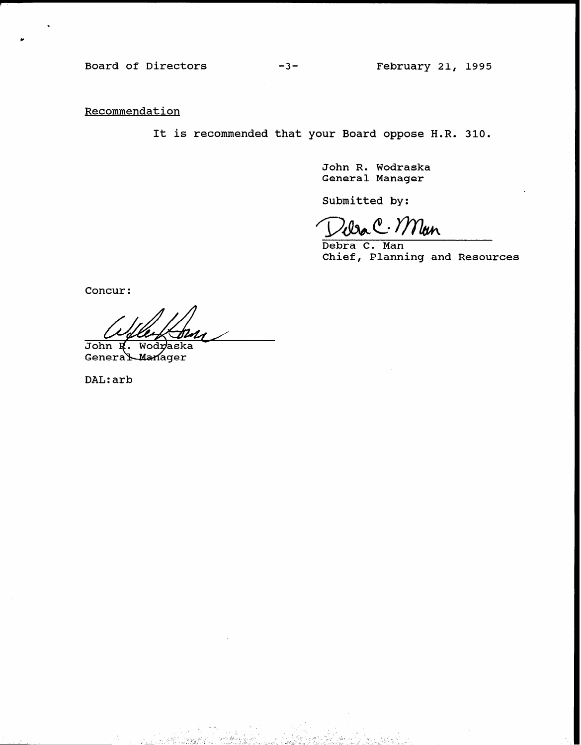Recommendation

It is recommended that your Board oppose H.R. 310.

John R. Wodraska
General Manager

Submitted by:

Debra C. Man
Chief, Planning and Resources

Concur:

John R. Wodraska
General Manager

DAL:arb